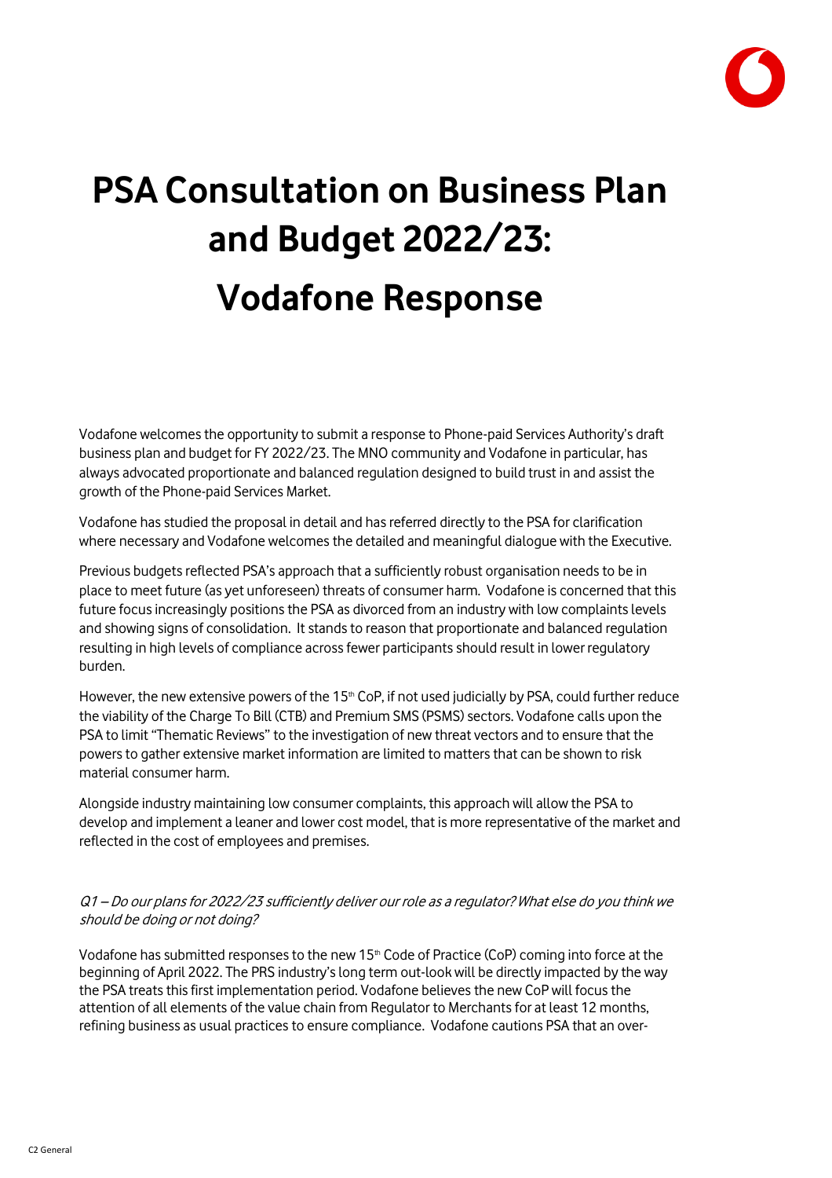# PSA Consultation on Business Plan and Budget 2022/23: Vodafone Response

Vodafone welcomes the opportunity to submit a response to Phone-paid Services Authority's draft business plan and budget for FY 2022/23. The MNO community and Vodafone in particular, has always advocated proportionate and balanced regulation designed to build trust in and assist the growth of the Phone-paid Services Market.

Vodafone has studied the proposal in detail and has referred directly to the PSA for clarification where necessary and Vodafone welcomes the detailed and meaningful dialogue with the Executive.

Previous budgets reflected PSA's approach that a sufficiently robust organisation needs to be in place to meet future (as yet unforeseen) threats of consumer harm. Vodafone is concerned that this future focus increasingly positions the PSA as divorced from an industry with low complaints levels and showing signs of consolidation. It stands to reason that proportionate and balanced regulation resulting in high levels of compliance across fewer participants should result in lower regulatory burden.

However, the new extensive powers of the 15th CoP, if not used judicially by PSA, could further reduce the viability of the Charge To Bill (CTB) and Premium SMS (PSMS) sectors. Vodafone calls upon the PSA to limit "Thematic Reviews" to the investigation of new threat vectors and to ensure that the powers to gather extensive market information are limited to matters that can be shown to risk material consumer harm.

Alongside industry maintaining low consumer complaints, this approach will allow the PSA to develop and implement a leaner and lower cost model, that is more representative of the market and reflected in the cost of employees and premises.

*Q1 – Do our plans for 2022/23 sufficiently deliver our role as a regulator? What else do you think we should be doing or not doing?*

Vodafone has submitted responses to the new 15th Code of Practice (CoP) coming into force at the beginning of April 2022. The PRS industry's long term out-look will be directly impacted by the way the PSA treats this first implementation period. Vodafone believes the new CoP will focus the attention of all elements of the value chain from Regulator to Merchants for at least 12 months, refining business as usual practices to ensure compliance. Vodafone cautions PSA that an over-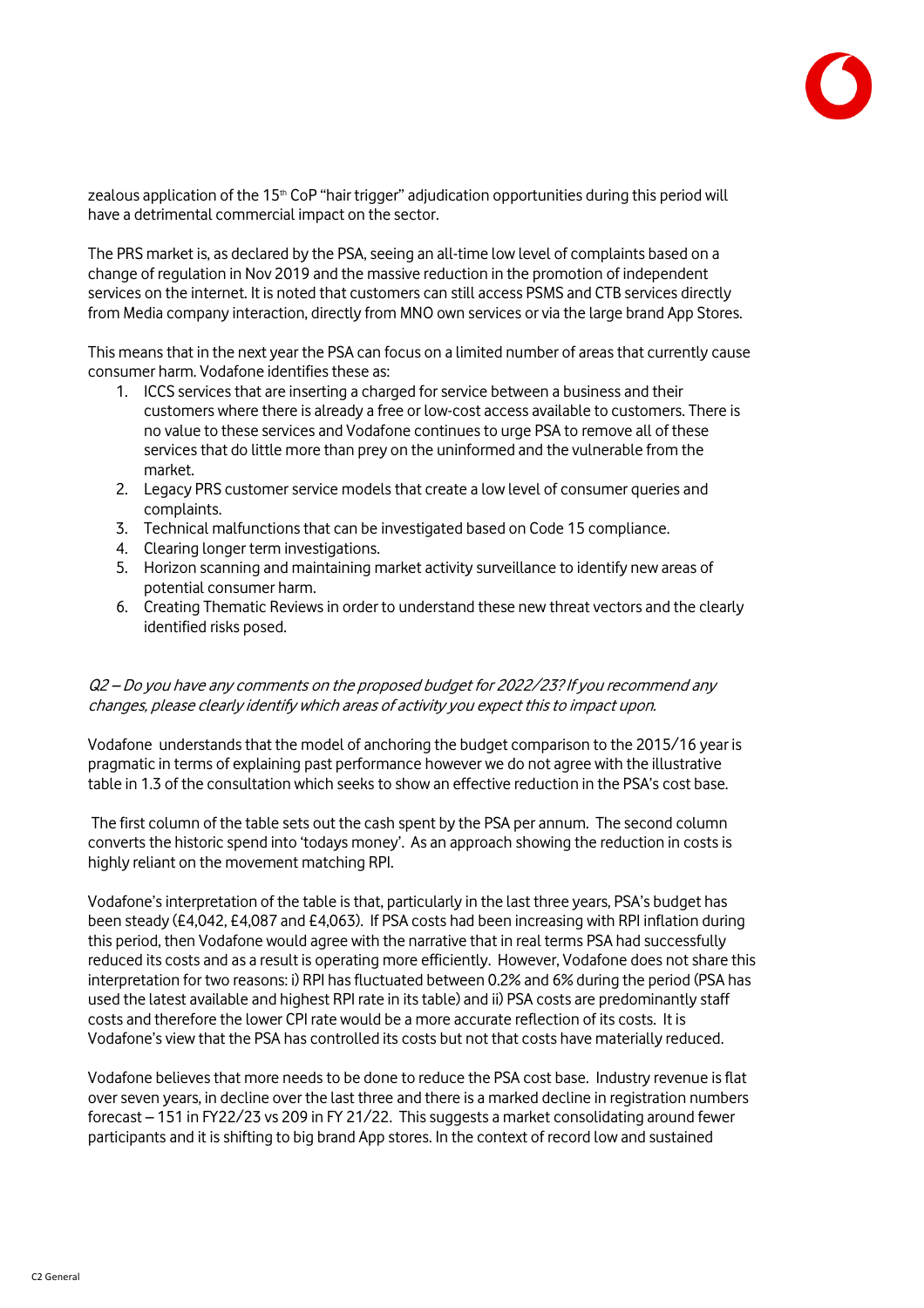zealous application of the 15th CoP "hair trigger" adjudication opportunities during this period will have a detrimental commercial impact on the sector.

The PRS market is, as declared by the PSA, seeing an all-time low level of complaints based on a change of regulation in Nov 2019 and the massive reduction in the promotion of independent services on the internet. It is noted that customers can still access PSMS and CTB services directly from Media company interaction, directly from MNO own services or via the large brand App Stores.

This means that in the next year the PSA can focus on a limited number of areas that currently cause consumer harm. Vodafone identifies these as:

1. ICCS services that are inserting a charged for service between a business and their customers where there is already a free or low-cost access available to customers. There is no value to these services and Vodafone continues to urge PSA to remove all of these services that do little more than prey on the uninformed and the vulnerable from the market.
2. Legacy PRS customer service models that create a low level of consumer queries and complaints.
3. Technical malfunctions that can be investigated based on Code 15 compliance.
4. Clearing longer term investigations.
5. Horizon scanning and maintaining market activity surveillance to identify new areas of potential consumer harm.
6. Creating Thematic Reviews in order to understand these new threat vectors and the clearly identified risks posed.

*Q2 – Do you have any comments on the proposed budget for 2022/23? If you recommend any changes, please clearly identify which areas of activity you expect this to impact upon.*

Vodafone understands that the model of anchoring the budget comparison to the 2015/16 year is pragmatic in terms of explaining past performance however we do not agree with the illustrative table in 1.3 of the consultation which seeks to show an effective reduction in the PSA's cost base.

The first column of the table sets out the cash spent by the PSA per annum. The second column converts the historic spend into 'todays money'. As an approach showing the reduction in costs is highly reliant on the movement matching RPI.

Vodafone's interpretation of the table is that, particularly in the last three years, PSA's budget has been steady (£4,042, £4,087 and £4,063). If PSA costs had been increasing with RPI inflation during this period, then Vodafone would agree with the narrative that in real terms PSA had successfully reduced its costs and as a result is operating more efficiently. However, Vodafone does not share this interpretation for two reasons: i) RPI has fluctuated between 0.2% and 6% during the period (PSA has used the latest available and highest RPI rate in its table) and ii) PSA costs are predominantly staff costs and therefore the lower CPI rate would be a more accurate reflection of its costs. It is Vodafone's view that the PSA has controlled its costs but not that costs have materially reduced.

Vodafone believes that more needs to be done to reduce the PSA cost base. Industry revenue is flat over seven years, in decline over the last three and there is a marked decline in registration numbers forecast – 151 in FY22/23 vs 209 in FY 21/22. This suggests a market consolidating around fewer participants and it is shifting to big brand App stores. In the context of record low and sustained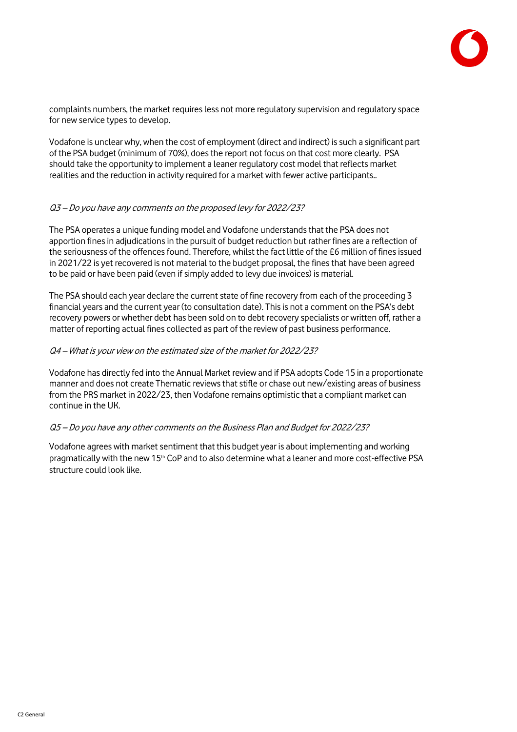complaints numbers, the market requires less not more regulatory supervision and regulatory space for new service types to develop.

Vodafone is unclear why, when the cost of employment (direct and indirect) is such a significant part of the PSA budget (minimum of 70%), does the report not focus on that cost more clearly. PSA should take the opportunity to implement a leaner regulatory cost model that reflects market realities and the reduction in activity required for a market with fewer active participants..

*Q3 – Do you have any comments on the proposed levy for 2022/23?*

The PSA operates a unique funding model and Vodafone understands that the PSA does not apportion fines in adjudications in the pursuit of budget reduction but rather fines are a reflection of the seriousness of the offences found. Therefore, whilst the fact little of the £6 million of fines issued in 2021/22 is yet recovered is not material to the budget proposal, the fines that have been agreed to be paid or have been paid (even if simply added to levy due invoices) is material.

The PSA should each year declare the current state of fine recovery from each of the proceeding 3 financial years and the current year (to consultation date). This is not a comment on the PSA's debt recovery powers or whether debt has been sold on to debt recovery specialists or written off, rather a matter of reporting actual fines collected as part of the review of past business performance.

*Q4 – What is your view on the estimated size of the market for 2022/23?*

Vodafone has directly fed into the Annual Market review and if PSA adopts Code 15 in a proportionate manner and does not create Thematic reviews that stifle or chase out new/existing areas of business from the PRS market in 2022/23, then Vodafone remains optimistic that a compliant market can continue in the UK.

*Q5 – Do you have any other comments on the Business Plan and Budget for 2022/23?*

Vodafone agrees with market sentiment that this budget year is about implementing and working pragmatically with the new 15th CoP and to also determine what a leaner and more cost-effective PSA structure could look like.